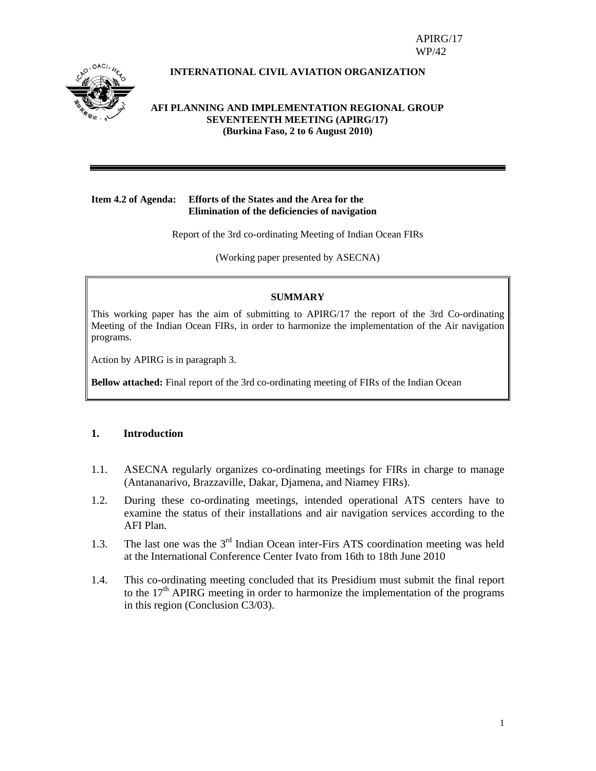APIRG/17
WP/42

**INTERNATIONAL CIVIL AVIATION ORGANIZATION**

**AFI PLANNING AND IMPLEMENTATION REGIONAL GROUP**
**SEVENTEENTH MEETING (APIRG/17)**
**(Burkina Faso, 2 to 6 August 2010)**

---

**Item 4.2 of Agenda: Efforts of the States and the Area for the Elimination of the deficiencies of navigation**

Report of the 3rd co-ordinating Meeting of Indian Ocean FIRs

(Working paper presented by ASECNA)

> **SUMMARY**
>
> This working paper has the aim of submitting to APIRG/17 the report of the 3rd Co-ordinating Meeting of the Indian Ocean FIRs, in order to harmonize the implementation of the Air navigation programs.
>
> Action by APIRG is in paragraph 3.
>
> **Bellow attached:** Final report of the 3rd co-ordinating meeting of FIRs of the Indian Ocean

## 1. Introduction

1.1. ASECNA regularly organizes co-ordinating meetings for FIRs in charge to manage (Antananarivo, Brazzaville, Dakar, Djamena, and Niamey FIRs).

1.2. During these co-ordinating meetings, intended operational ATS centers have to examine the status of their installations and air navigation services according to the AFI Plan.

1.3. The last one was the 3rd Indian Ocean inter-Firs ATS coordination meeting was held at the International Conference Center Ivato from 16th to 18th June 2010

1.4. This co-ordinating meeting concluded that its Presidium must submit the final report to the 17th APIRG meeting in order to harmonize the implementation of the programs in this region (Conclusion C3/03).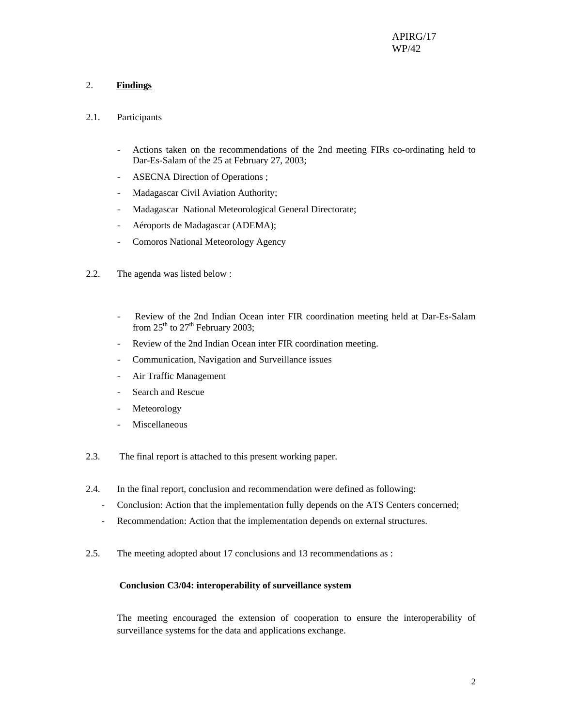## 2. **Findings**

2.1. Participants

- Actions taken on the recommendations of the 2nd meeting FIRs co-ordinating held to Dar-Es-Salam of the 25 at February 27, 2003;
- ASECNA Direction of Operations ;
- Madagascar Civil Aviation Authority;
- Madagascar National Meteorological General Directorate;
- Aéroports de Madagascar (ADEMA);
- Comoros National Meteorology Agency

2.2. The agenda was listed below :

- Review of the 2nd Indian Ocean inter FIR coordination meeting held at Dar-Es-Salam from 25th to 27th February 2003;
- Review of the 2nd Indian Ocean inter FIR coordination meeting.
- Communication, Navigation and Surveillance issues
- Air Traffic Management
- Search and Rescue
- Meteorology
- Miscellaneous

2.3. The final report is attached to this present working paper.

2.4. In the final report, conclusion and recommendation were defined as following:

- Conclusion: Action that the implementation fully depends on the ATS Centers concerned;
- Recommendation: Action that the implementation depends on external structures.

2.5. The meeting adopted about 17 conclusions and 13 recommendations as :

**Conclusion C3/04: interoperability of surveillance system**

The meeting encouraged the extension of cooperation to ensure the interoperability of surveillance systems for the data and applications exchange.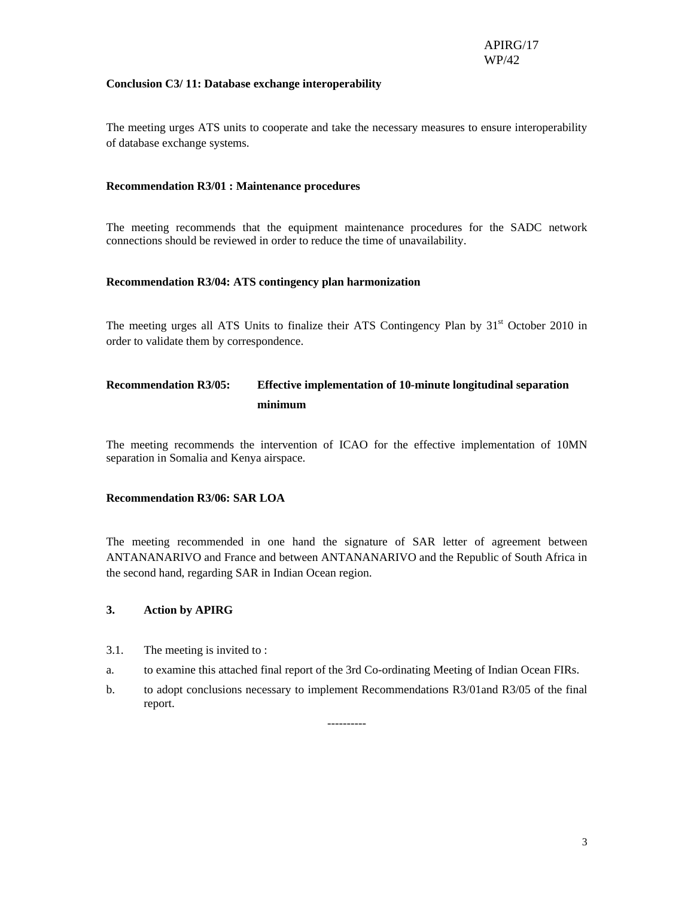**Conclusion C3/ 11: Database exchange interoperability**

The meeting urges ATS units to cooperate and take the necessary measures to ensure interoperability of database exchange systems.

**Recommendation R3/01 : Maintenance procedures**

The meeting recommends that the equipment maintenance procedures for the SADC network connections should be reviewed in order to reduce the time of unavailability.

**Recommendation R3/04: ATS contingency plan harmonization**

The meeting urges all ATS Units to finalize their ATS Contingency Plan by 31st October 2010 in order to validate them by correspondence.

**Recommendation R3/05: Effective implementation of 10-minute longitudinal separation minimum**

The meeting recommends the intervention of ICAO for the effective implementation of 10MN separation in Somalia and Kenya airspace.

**Recommendation R3/06: SAR LOA**

The meeting recommended in one hand the signature of SAR letter of agreement between ANTANANARIVO and France and between ANTANANARIVO and the Republic of South Africa in the second hand, regarding SAR in Indian Ocean region.

## 3. Action by APIRG

3.1. The meeting is invited to :

a. to examine this attached final report of the 3rd Co-ordinating Meeting of Indian Ocean FIRs.

b. to adopt conclusions necessary to implement Recommendations R3/01and R3/05 of the final report.

----------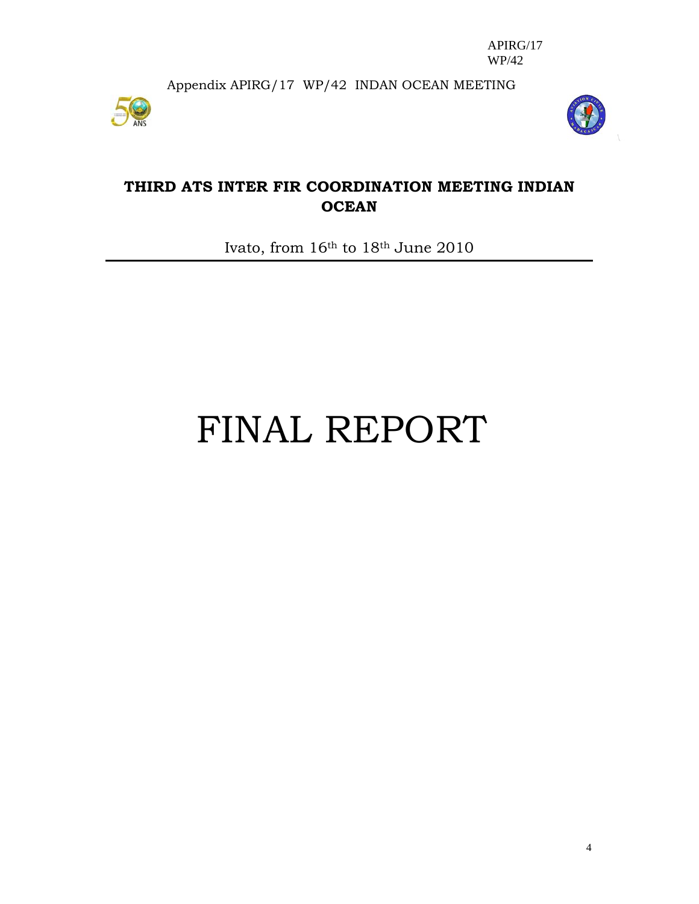APIRG/17
WP/42

Appendix APIRG/17 WP/42 INDAN OCEAN MEETING

# THIRD ATS INTER FIR COORDINATION MEETING INDIAN OCEAN

Ivato, from 16th to 18th June 2010

# FINAL REPORT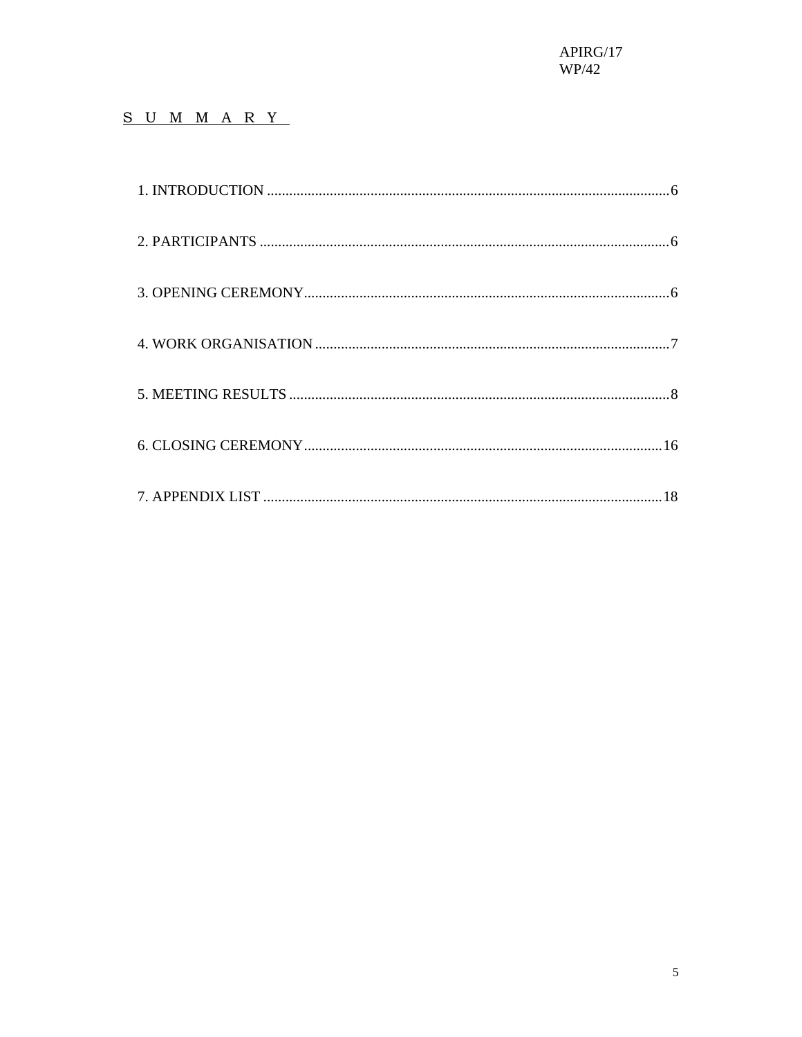# SUMMARY

1. INTRODUCTION .............................................................................................................6

2. PARTICIPANTS ............................................................................................................6

3. OPENING CEREMONY.................................................................................................6

4. WORK ORGANISATION ..............................................................................................7

5. MEETING RESULTS .....................................................................................................8

6. CLOSING CEREMONY...............................................................................................16

7. APPENDIX LIST ..........................................................................................................18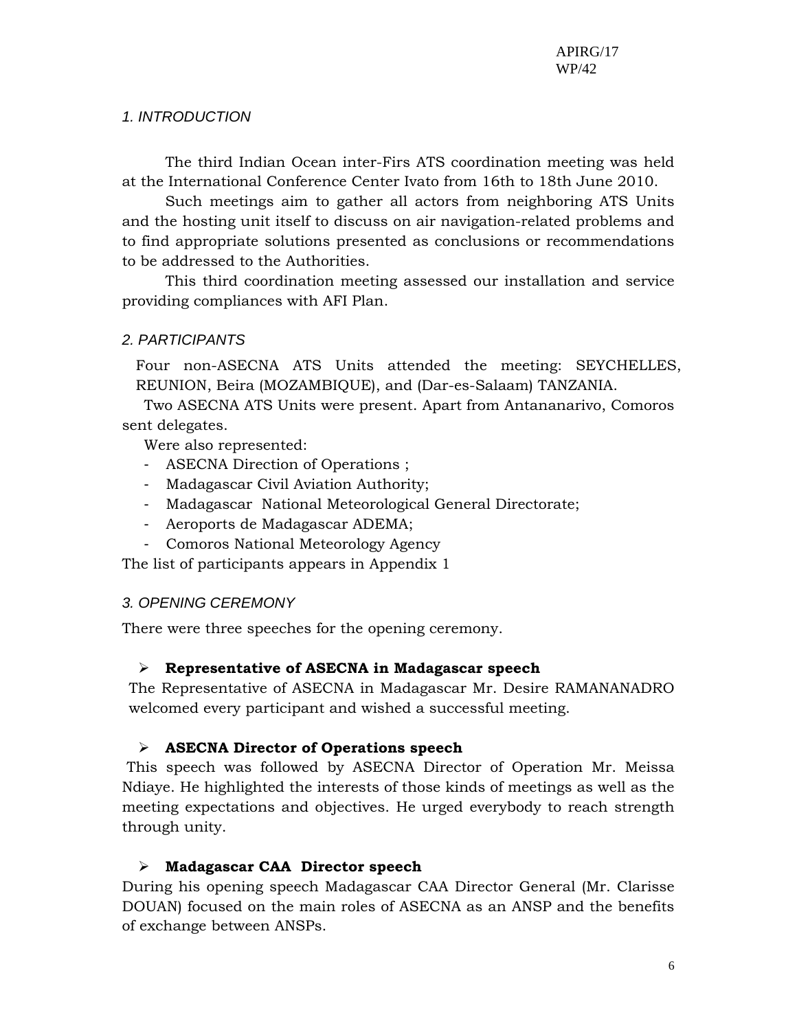*1. INTRODUCTION*

The third Indian Ocean inter-Firs ATS coordination meeting was held at the International Conference Center Ivato from 16th to 18th June 2010.

Such meetings aim to gather all actors from neighboring ATS Units and the hosting unit itself to discuss on air navigation-related problems and to find appropriate solutions presented as conclusions or recommendations to be addressed to the Authorities.

This third coordination meeting assessed our installation and service providing compliances with AFI Plan.

*2. PARTICIPANTS*

Four non-ASECNA ATS Units attended the meeting: SEYCHELLES, REUNION, Beira (MOZAMBIQUE), and (Dar-es-Salaam) TANZANIA.

Two ASECNA ATS Units were present. Apart from Antananarivo, Comoros sent delegates.

Were also represented:

- ASECNA Direction of Operations ;
- Madagascar Civil Aviation Authority;
- Madagascar National Meteorological General Directorate;
- Aeroports de Madagascar ADEMA;
- Comoros National Meteorology Agency

The list of participants appears in Appendix 1

*3. OPENING CEREMONY*

There were three speeches for the opening ceremony.

- **Representative of ASECNA in Madagascar speech**

The Representative of ASECNA in Madagascar Mr. Desire RAMANANADRO welcomed every participant and wished a successful meeting.

- **ASECNA Director of Operations speech**

This speech was followed by ASECNA Director of Operation Mr. Meissa Ndiaye. He highlighted the interests of those kinds of meetings as well as the meeting expectations and objectives. He urged everybody to reach strength through unity.

- **Madagascar CAA Director speech**

During his opening speech Madagascar CAA Director General (Mr. Clarisse DOUAN) focused on the main roles of ASECNA as an ANSP and the benefits of exchange between ANSPs.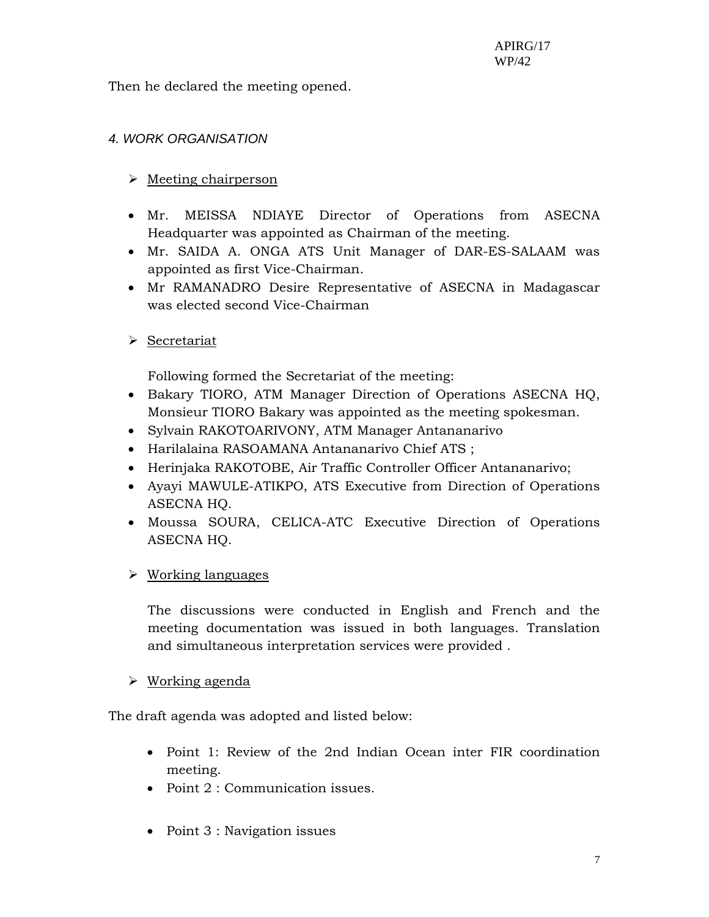Then he declared the meeting opened.

## *4. WORK ORGANISATION*

- Meeting chairperson

- Mr. MEISSA NDIAYE Director of Operations from ASECNA Headquarter was appointed as Chairman of the meeting.
- Mr. SAIDA A. ONGA ATS Unit Manager of DAR-ES-SALAAM was appointed as first Vice-Chairman.
- Mr RAMANADRO Desire Representative of ASECNA in Madagascar was elected second Vice-Chairman

- Secretariat

  Following formed the Secretariat of the meeting:

- Bakary TIORO, ATM Manager Direction of Operations ASECNA HQ, Monsieur TIORO Bakary was appointed as the meeting spokesman.
- Sylvain RAKOTOARIVONY, ATM Manager Antananarivo
- Harilalaina RASOAMANA Antananarivo Chief ATS ;
- Herinjaka RAKOTOBE, Air Traffic Controller Officer Antananarivo;
- Ayayi MAWULE-ATIKPO, ATS Executive from Direction of Operations ASECNA HQ.
- Moussa SOURA, CELICA-ATC Executive Direction of Operations ASECNA HQ.

- Working languages

  The discussions were conducted in English and French and the meeting documentation was issued in both languages. Translation and simultaneous interpretation services were provided .

- Working agenda

The draft agenda was adopted and listed below:

- Point 1: Review of the 2nd Indian Ocean inter FIR coordination meeting.
- Point 2 : Communication issues.
- Point 3 : Navigation issues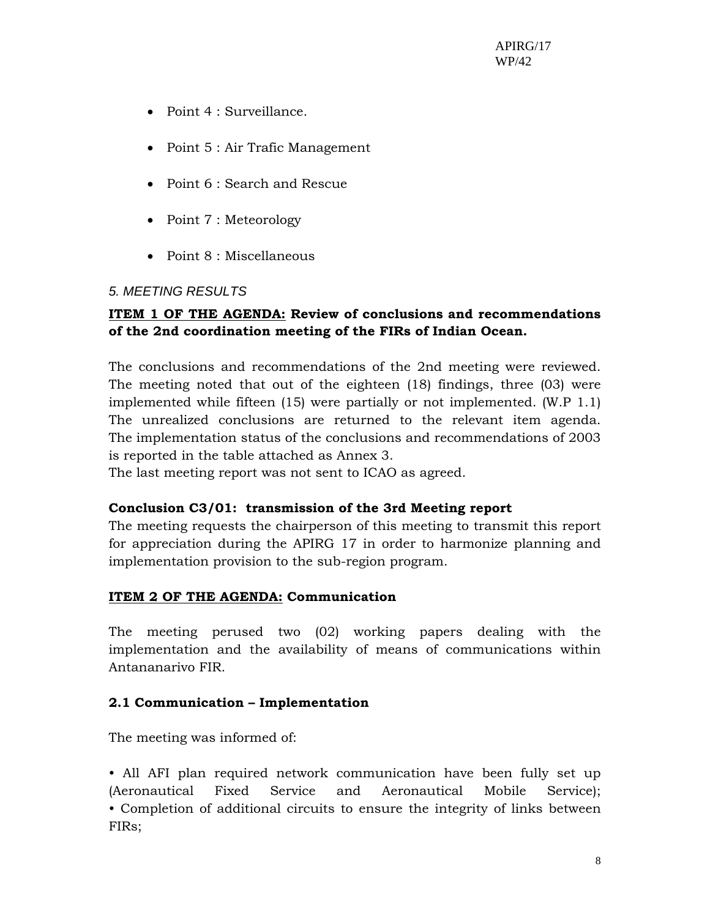- Point 4 : Surveillance.
- Point 5 : Air Trafic Management
- Point 6 : Search and Rescue
- Point 7 : Meteorology
- Point 8 : Miscellaneous

*5. MEETING RESULTS*

**ITEM 1 OF THE AGENDA: Review of conclusions and recommendations of the 2nd coordination meeting of the FIRs of Indian Ocean.**

The conclusions and recommendations of the 2nd meeting were reviewed. The meeting noted that out of the eighteen (18) findings, three (03) were implemented while fifteen (15) were partially or not implemented. (W.P 1.1) The unrealized conclusions are returned to the relevant item agenda. The implementation status of the conclusions and recommendations of 2003 is reported in the table attached as Annex 3.
The last meeting report was not sent to ICAO as agreed.

**Conclusion C3/01: transmission of the 3rd Meeting report**
The meeting requests the chairperson of this meeting to transmit this report for appreciation during the APIRG 17 in order to harmonize planning and implementation provision to the sub-region program.

**ITEM 2 OF THE AGENDA: Communication**

The meeting perused two (02) working papers dealing with the implementation and the availability of means of communications within Antananarivo FIR.

**2.1 Communication – Implementation**

The meeting was informed of:

• All AFI plan required network communication have been fully set up (Aeronautical Fixed Service and Aeronautical Mobile Service);
• Completion of additional circuits to ensure the integrity of links between FIRs;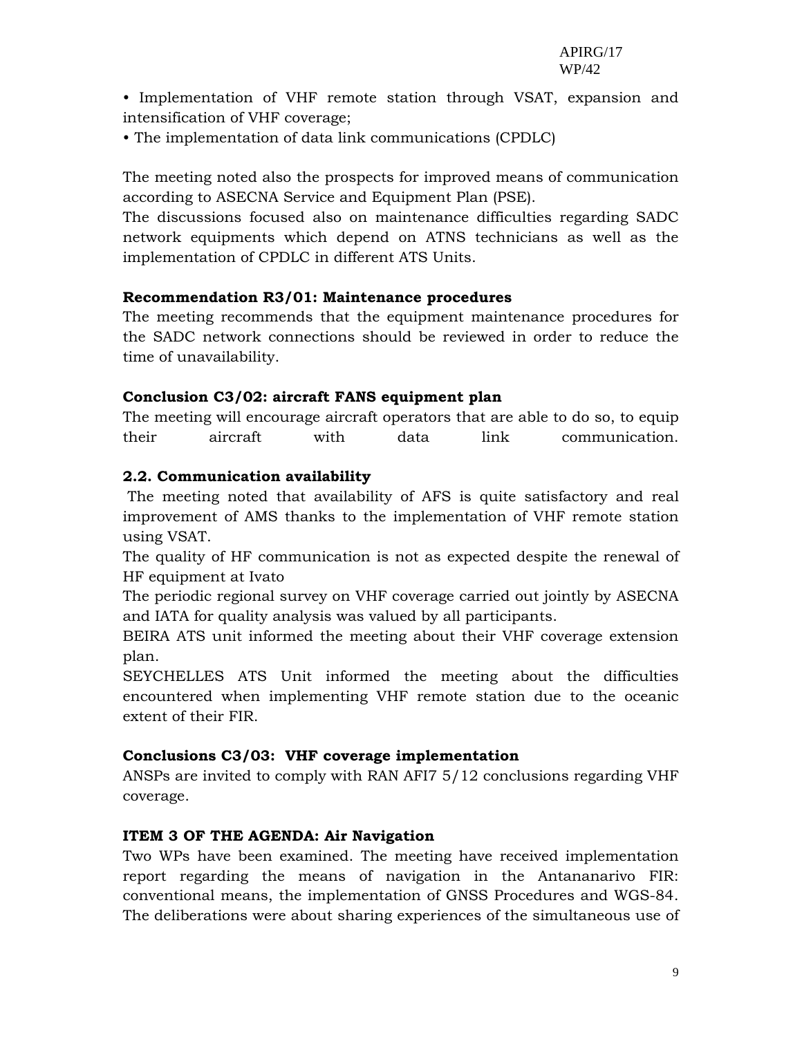- Implementation of VHF remote station through VSAT, expansion and intensification of VHF coverage;
- The implementation of data link communications (CPDLC)

The meeting noted also the prospects for improved means of communication according to ASECNA Service and Equipment Plan (PSE).
The discussions focused also on maintenance difficulties regarding SADC network equipments which depend on ATNS technicians as well as the implementation of CPDLC in different ATS Units.

**Recommendation R3/01: Maintenance procedures**
The meeting recommends that the equipment maintenance procedures for the SADC network connections should be reviewed in order to reduce the time of unavailability.

**Conclusion C3/02: aircraft FANS equipment plan**
The meeting will encourage aircraft operators that are able to do so, to equip their aircraft with data link communication.

**2.2. Communication availability**
The meeting noted that availability of AFS is quite satisfactory and real improvement of AMS thanks to the implementation of VHF remote station using VSAT.
The quality of HF communication is not as expected despite the renewal of HF equipment at Ivato
The periodic regional survey on VHF coverage carried out jointly by ASECNA and IATA for quality analysis was valued by all participants.
BEIRA ATS unit informed the meeting about their VHF coverage extension plan.
SEYCHELLES ATS Unit informed the meeting about the difficulties encountered when implementing VHF remote station due to the oceanic extent of their FIR.

**Conclusions C3/03: VHF coverage implementation**
ANSPs are invited to comply with RAN AFI7 5/12 conclusions regarding VHF coverage.

**ITEM 3 OF THE AGENDA: Air Navigation**
Two WPs have been examined. The meeting have received implementation report regarding the means of navigation in the Antananarivo FIR: conventional means, the implementation of GNSS Procedures and WGS-84. The deliberations were about sharing experiences of the simultaneous use of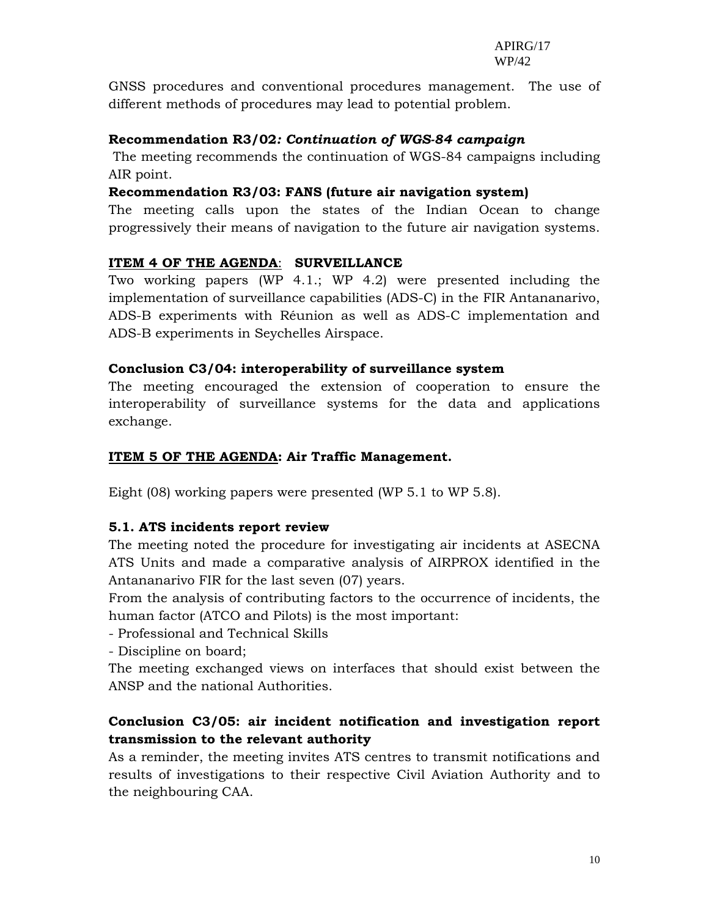GNSS procedures and conventional procedures management. The use of different methods of procedures may lead to potential problem.

**Recommendation R3/02*: Continuation of WGS-84 campaign***

The meeting recommends the continuation of WGS-84 campaigns including AIR point.

**Recommendation R3/03: FANS (future air navigation system)**

The meeting calls upon the states of the Indian Ocean to change progressively their means of navigation to the future air navigation systems.

**<u>ITEM 4 OF THE AGENDA</u>: SURVEILLANCE**

Two working papers (WP 4.1.; WP 4.2) were presented including the implementation of surveillance capabilities (ADS-C) in the FIR Antananarivo, ADS-B experiments with Réunion as well as ADS-C implementation and ADS-B experiments in Seychelles Airspace.

**Conclusion C3/04: interoperability of surveillance system**

The meeting encouraged the extension of cooperation to ensure the interoperability of surveillance systems for the data and applications exchange.

**<u>ITEM 5 OF THE AGENDA</u>: Air Traffic Management.**

Eight (08) working papers were presented (WP 5.1 to WP 5.8).

**5.1. ATS incidents report review**

The meeting noted the procedure for investigating air incidents at ASECNA ATS Units and made a comparative analysis of AIRPROX identified in the Antananarivo FIR for the last seven (07) years.

From the analysis of contributing factors to the occurrence of incidents, the human factor (ATCO and Pilots) is the most important:

- Professional and Technical Skills
- Discipline on board;

The meeting exchanged views on interfaces that should exist between the ANSP and the national Authorities.

**Conclusion C3/05: air incident notification and investigation report transmission to the relevant authority**

As a reminder, the meeting invites ATS centres to transmit notifications and results of investigations to their respective Civil Aviation Authority and to the neighbouring CAA.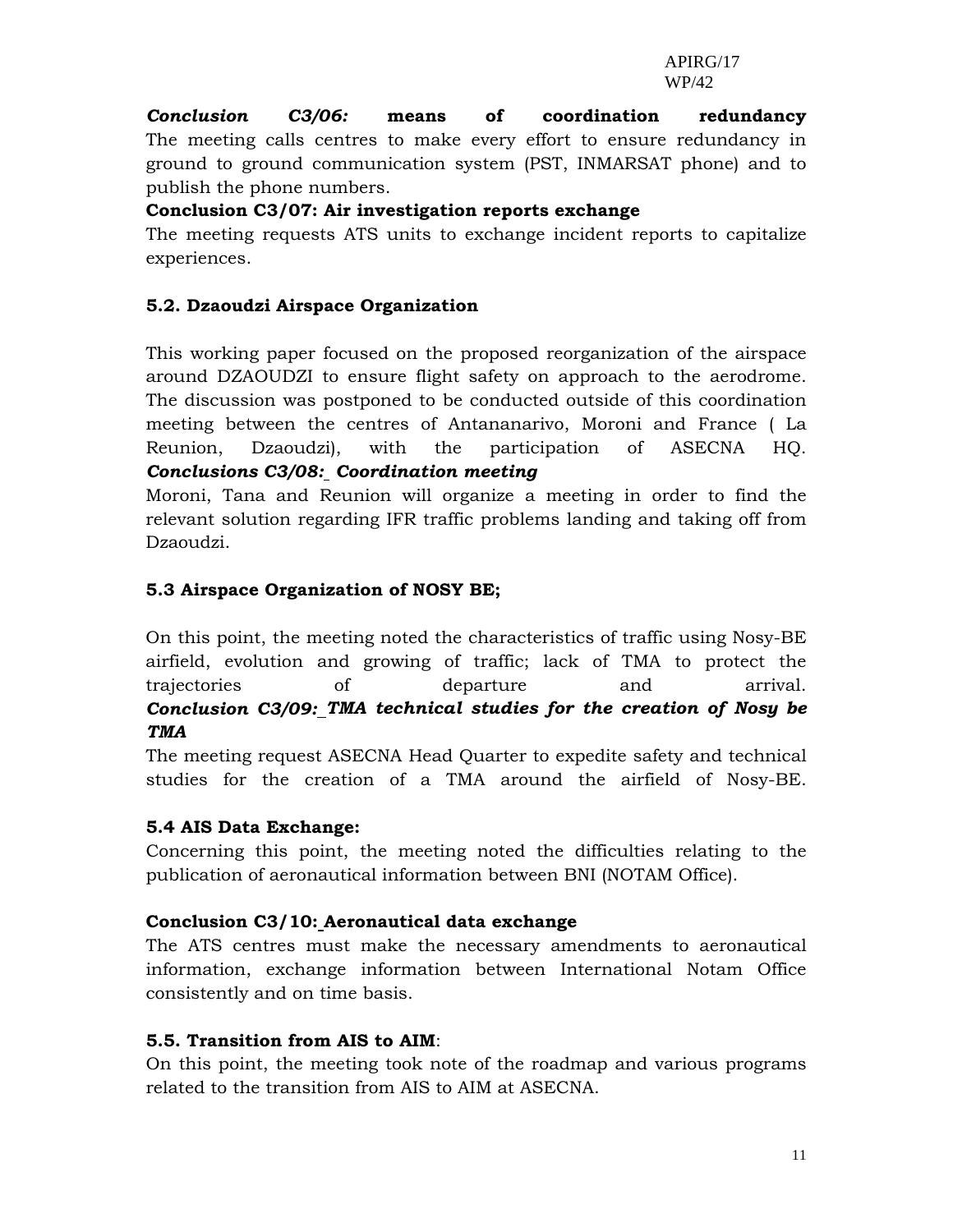***Conclusion C3/06:* means of coordination redundancy**
The meeting calls centres to make every effort to ensure redundancy in ground to ground communication system (PST, INMARSAT phone) and to publish the phone numbers.

**Conclusion C3/07: Air investigation reports exchange**
The meeting requests ATS units to exchange incident reports to capitalize experiences.

### 5.2. Dzaoudzi Airspace Organization

This working paper focused on the proposed reorganization of the airspace around DZAOUDZI to ensure flight safety on approach to the aerodrome. The discussion was postponed to be conducted outside of this coordination meeting between the centres of Antananarivo, Moroni and France ( La Reunion, Dzaoudzi), with the participation of ASECNA HQ.

***Conclusions C3/08: Coordination meeting***
Moroni, Tana and Reunion will organize a meeting in order to find the relevant solution regarding IFR traffic problems landing and taking off from Dzaoudzi.

### 5.3 Airspace Organization of NOSY BE;

On this point, the meeting noted the characteristics of traffic using Nosy-BE airfield, evolution and growing of traffic; lack of TMA to protect the trajectories of departure and arrival.

***Conclusion C3/09: TMA technical studies for the creation of Nosy be TMA***
The meeting request ASECNA Head Quarter to expedite safety and technical studies for the creation of a TMA around the airfield of Nosy-BE.

### 5.4 AIS Data Exchange:

Concerning this point, the meeting noted the difficulties relating to the publication of aeronautical information between BNI (NOTAM Office).

**Conclusion C3/10: Aeronautical data exchange**
The ATS centres must make the necessary amendments to aeronautical information, exchange information between International Notam Office consistently and on time basis.

### 5.5. Transition from AIS to AIM:

On this point, the meeting took note of the roadmap and various programs related to the transition from AIS to AIM at ASECNA.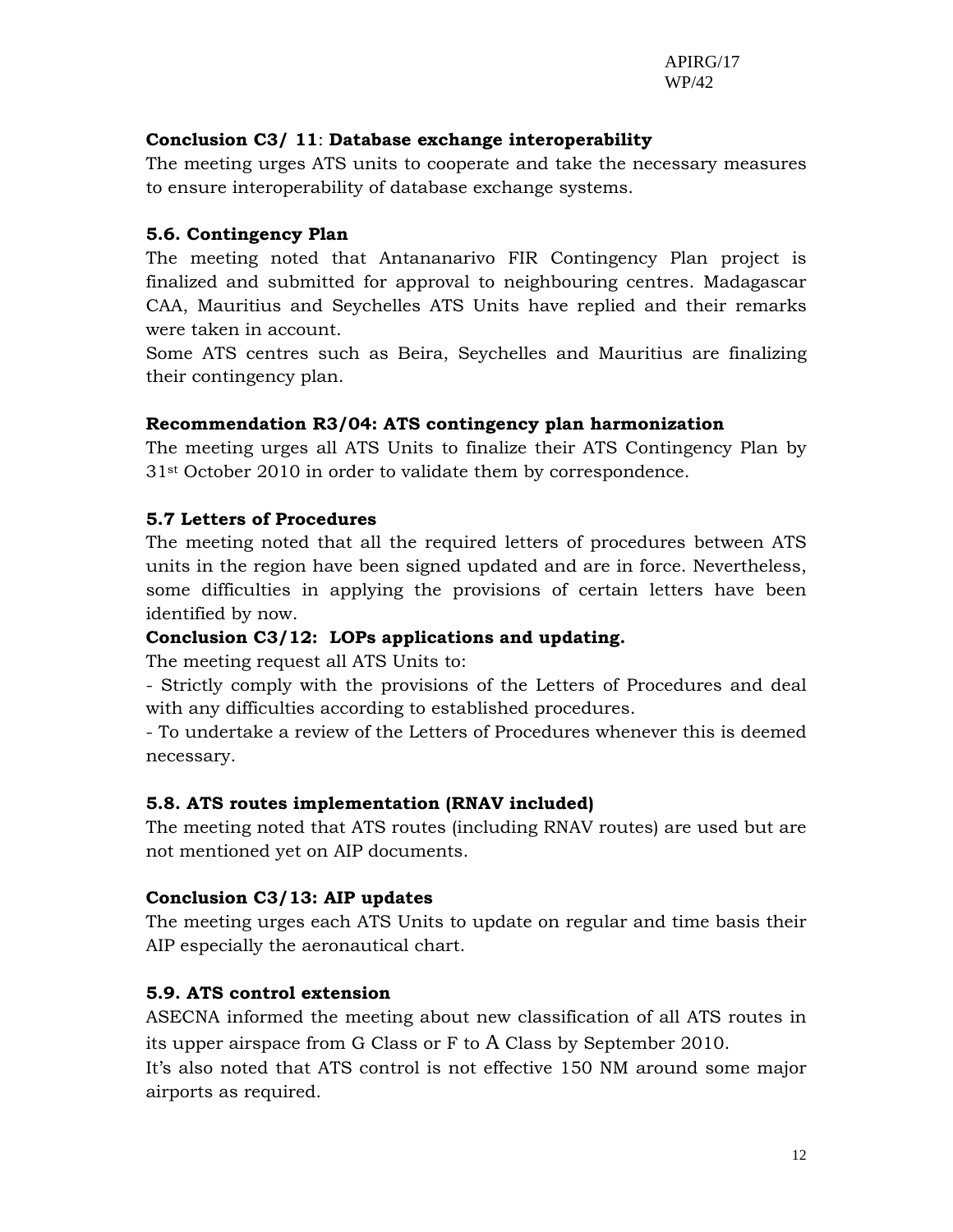**Conclusion C3/ 11**: **Database exchange interoperability**

The meeting urges ATS units to cooperate and take the necessary measures to ensure interoperability of database exchange systems.

**5.6. Contingency Plan**

The meeting noted that Antananarivo FIR Contingency Plan project is finalized and submitted for approval to neighbouring centres. Madagascar CAA, Mauritius and Seychelles ATS Units have replied and their remarks were taken in account.

Some ATS centres such as Beira, Seychelles and Mauritius are finalizing their contingency plan.

**Recommendation R3/04: ATS contingency plan harmonization**

The meeting urges all ATS Units to finalize their ATS Contingency Plan by 31st October 2010 in order to validate them by correspondence.

**5.7 Letters of Procedures**

The meeting noted that all the required letters of procedures between ATS units in the region have been signed updated and are in force. Nevertheless, some difficulties in applying the provisions of certain letters have been identified by now.

**Conclusion C3/12: LOPs applications and updating.**

The meeting request all ATS Units to:

- Strictly comply with the provisions of the Letters of Procedures and deal with any difficulties according to established procedures.
- To undertake a review of the Letters of Procedures whenever this is deemed necessary.

**5.8. ATS routes implementation (RNAV included)**

The meeting noted that ATS routes (including RNAV routes) are used but are not mentioned yet on AIP documents.

**Conclusion C3/13: AIP updates**

The meeting urges each ATS Units to update on regular and time basis their AIP especially the aeronautical chart.

**5.9. ATS control extension**

ASECNA informed the meeting about new classification of all ATS routes in its upper airspace from G Class or F to A Class by September 2010.

It's also noted that ATS control is not effective 150 NM around some major airports as required.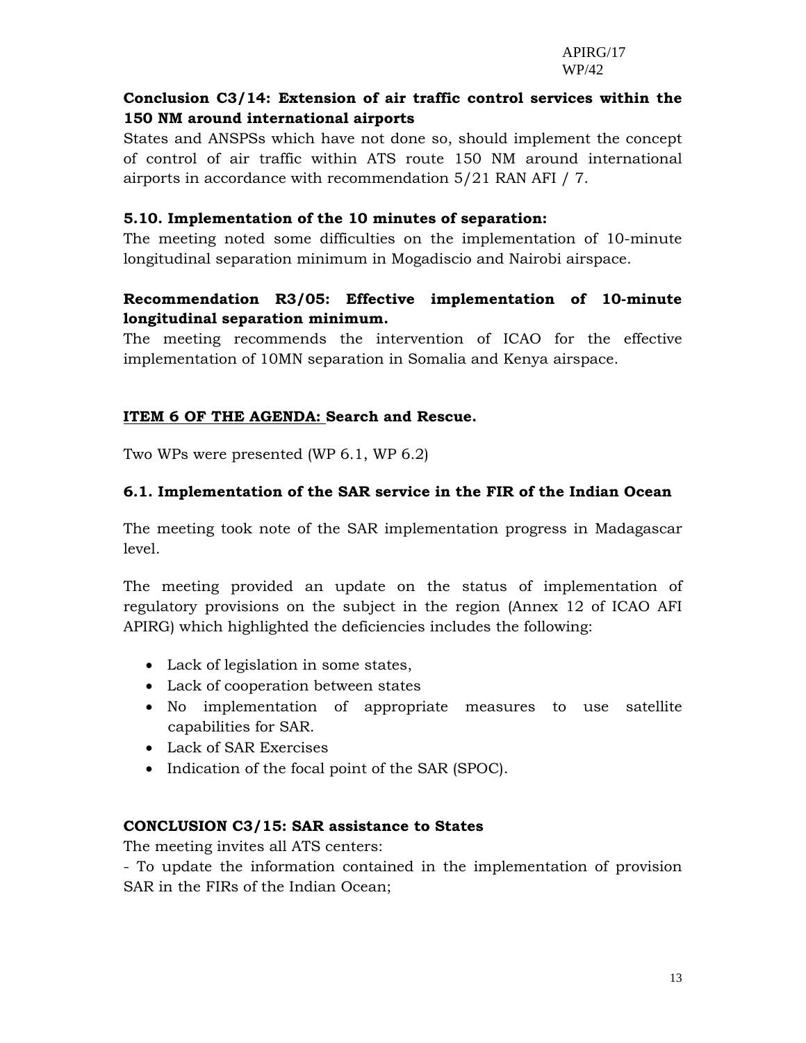**Conclusion C3/14: Extension of air traffic control services within the 150 NM around international airports**

States and ANSPSs which have not done so, should implement the concept of control of air traffic within ATS route 150 NM around international airports in accordance with recommendation 5/21 RAN AFI / 7.

**5.10. Implementation of the 10 minutes of separation:**

The meeting noted some difficulties on the implementation of 10-minute longitudinal separation minimum in Mogadiscio and Nairobi airspace.

**Recommendation R3/05: Effective implementation of 10-minute longitudinal separation minimum.**

The meeting recommends the intervention of ICAO for the effective implementation of 10MN separation in Somalia and Kenya airspace.

**<u>ITEM 6 OF THE AGENDA:</u> Search and Rescue.**

Two WPs were presented (WP 6.1, WP 6.2)

**6.1. Implementation of the SAR service in the FIR of the Indian Ocean**

The meeting took note of the SAR implementation progress in Madagascar level.

The meeting provided an update on the status of implementation of regulatory provisions on the subject in the region (Annex 12 of ICAO AFI APIRG) which highlighted the deficiencies includes the following:

- Lack of legislation in some states,
- Lack of cooperation between states
- No implementation of appropriate measures to use satellite capabilities for SAR.
- Lack of SAR Exercises
- Indication of the focal point of the SAR (SPOC).

**CONCLUSION C3/15: SAR assistance to States**

The meeting invites all ATS centers:

- To update the information contained in the implementation of provision SAR in the FIRs of the Indian Ocean;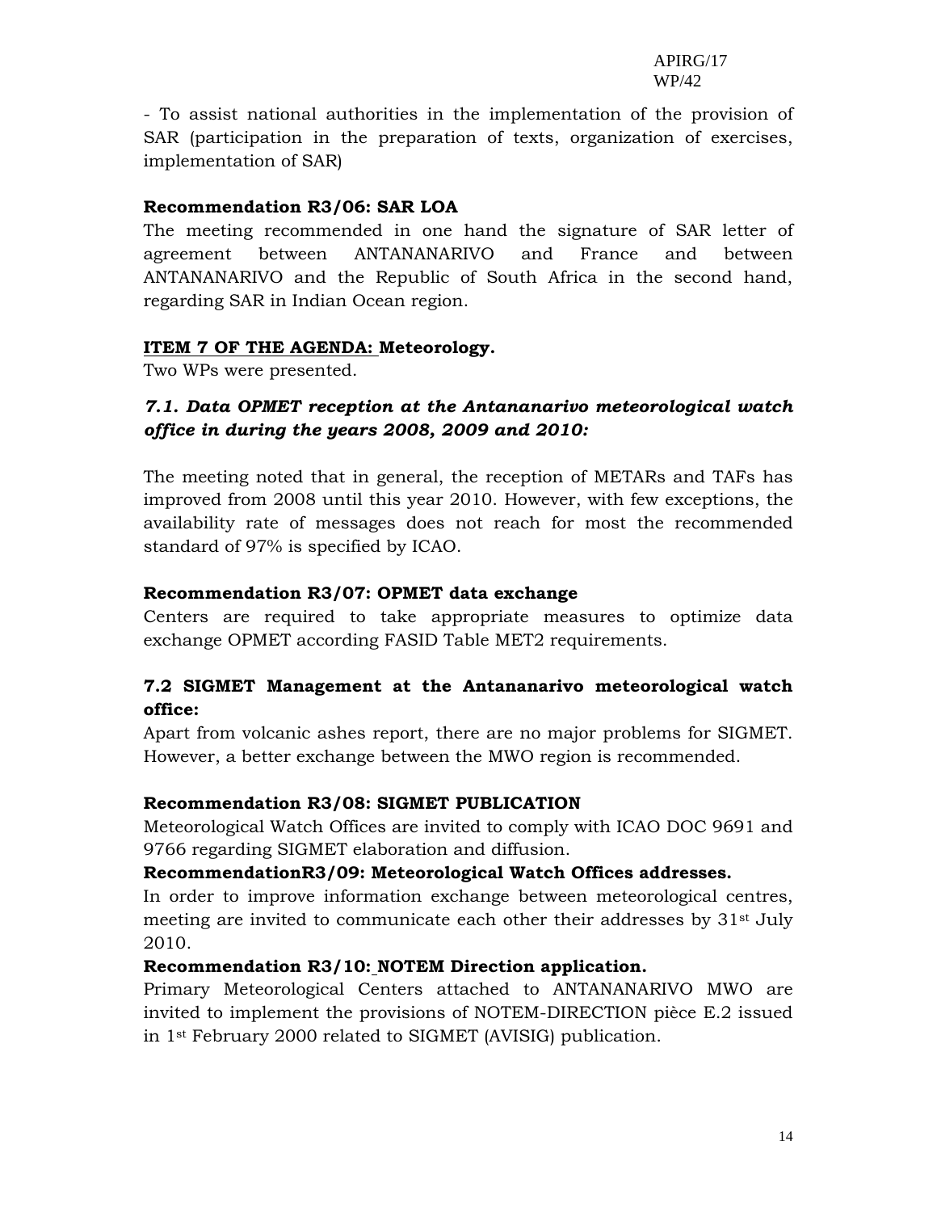- To assist national authorities in the implementation of the provision of SAR (participation in the preparation of texts, organization of exercises, implementation of SAR)

**Recommendation R3/06: SAR LOA**

The meeting recommended in one hand the signature of SAR letter of agreement between ANTANANARIVO and France and between ANTANANARIVO and the Republic of South Africa in the second hand, regarding SAR in Indian Ocean region.

**ITEM 7 OF THE AGENDA: Meteorology.**

Two WPs were presented.

### *7.1. Data OPMET reception at the Antananarivo meteorological watch office in during the years 2008, 2009 and 2010:*

The meeting noted that in general, the reception of METARs and TAFs has improved from 2008 until this year 2010. However, with few exceptions, the availability rate of messages does not reach for most the recommended standard of 97% is specified by ICAO.

**Recommendation R3/07: OPMET data exchange**

Centers are required to take appropriate measures to optimize data exchange OPMET according FASID Table MET2 requirements.

### 7.2 SIGMET Management at the Antananarivo meteorological watch office:

Apart from volcanic ashes report, there are no major problems for SIGMET. However, a better exchange between the MWO region is recommended.

**Recommendation R3/08: SIGMET PUBLICATION**

Meteorological Watch Offices are invited to comply with ICAO DOC 9691 and 9766 regarding SIGMET elaboration and diffusion.

**RecommendationR3/09: Meteorological Watch Offices addresses.**

In order to improve information exchange between meteorological centres, meeting are invited to communicate each other their addresses by 31st July 2010.

**Recommendation R3/10: NOTEM Direction application.**

Primary Meteorological Centers attached to ANTANANARIVO MWO are invited to implement the provisions of NOTEM-DIRECTION pièce E.2 issued in 1st February 2000 related to SIGMET (AVISIG) publication.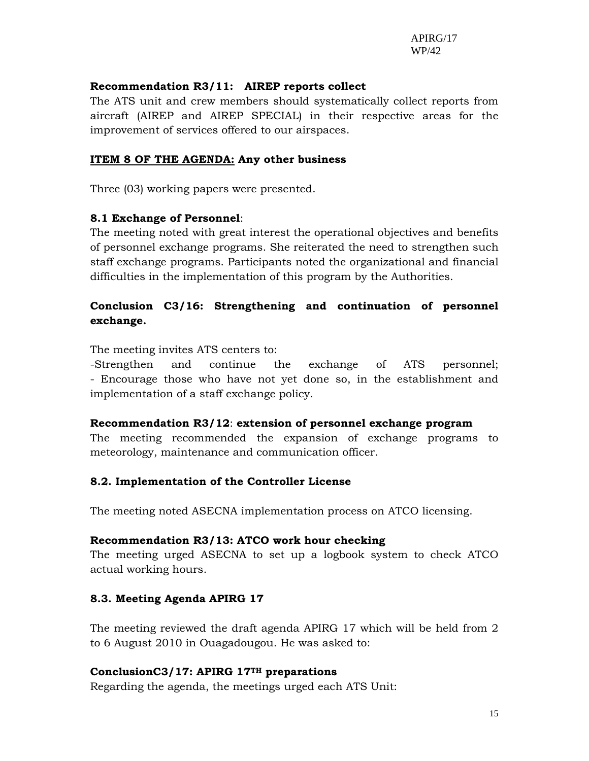**Recommendation R3/11: AIREP reports collect**

The ATS unit and crew members should systematically collect reports from aircraft (AIREP and AIREP SPECIAL) in their respective areas for the improvement of services offered to our airspaces.

**<u>ITEM 8 OF THE AGENDA:</u> Any other business**

Three (03) working papers were presented.

**8.1 Exchange of Personnel**:

The meeting noted with great interest the operational objectives and benefits of personnel exchange programs. She reiterated the need to strengthen such staff exchange programs. Participants noted the organizational and financial difficulties in the implementation of this program by the Authorities.

**Conclusion C3/16: Strengthening and continuation of personnel exchange.**

The meeting invites ATS centers to:

-Strengthen and continue the exchange of ATS personnel;
- Encourage those who have not yet done so, in the establishment and implementation of a staff exchange policy.

**Recommendation R3/12**: **extension of personnel exchange program**

The meeting recommended the expansion of exchange programs to meteorology, maintenance and communication officer.

**8.2. Implementation of the Controller License**

The meeting noted ASECNA implementation process on ATCO licensing.

**Recommendation R3/13: ATCO work hour checking**

The meeting urged ASECNA to set up a logbook system to check ATCO actual working hours.

**8.3. Meeting Agenda APIRG 17**

The meeting reviewed the draft agenda APIRG 17 which will be held from 2 to 6 August 2010 in Ouagadougou. He was asked to:

**ConclusionC3/17: APIRG 17TH preparations**

Regarding the agenda, the meetings urged each ATS Unit: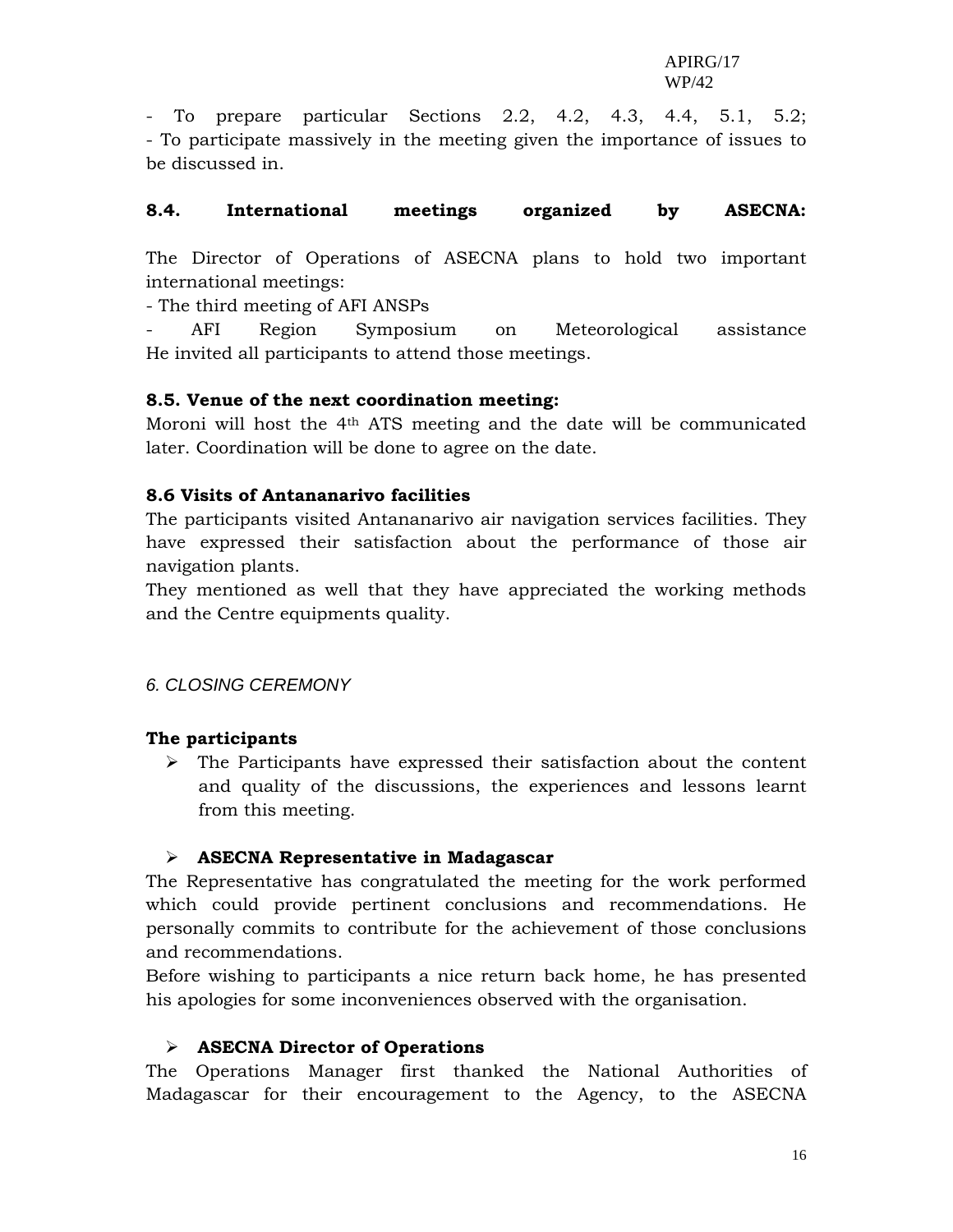- To prepare particular Sections 2.2, 4.2, 4.3, 4.4, 5.1, 5.2;
- To participate massively in the meeting given the importance of issues to be discussed in.

### 8.4. International meetings organized by ASECNA:

The Director of Operations of ASECNA plans to hold two important international meetings:

- The third meeting of AFI ANSPs
- AFI Region Symposium on Meteorological assistance

He invited all participants to attend those meetings.

### 8.5. Venue of the next coordination meeting:

Moroni will host the 4th ATS meeting and the date will be communicated later. Coordination will be done to agree on the date.

### 8.6 Visits of Antananarivo facilities

The participants visited Antananarivo air navigation services facilities. They have expressed their satisfaction about the performance of those air navigation plants.

They mentioned as well that they have appreciated the working methods and the Centre equipments quality.

## *6. CLOSING CEREMONY*

**The participants**

- The Participants have expressed their satisfaction about the content and quality of the discussions, the experiences and lessons learnt from this meeting.

- **ASECNA Representative in Madagascar**

The Representative has congratulated the meeting for the work performed which could provide pertinent conclusions and recommendations. He personally commits to contribute for the achievement of those conclusions and recommendations.

Before wishing to participants a nice return back home, he has presented his apologies for some inconveniences observed with the organisation.

- **ASECNA Director of Operations**

The Operations Manager first thanked the National Authorities of Madagascar for their encouragement to the Agency, to the ASECNA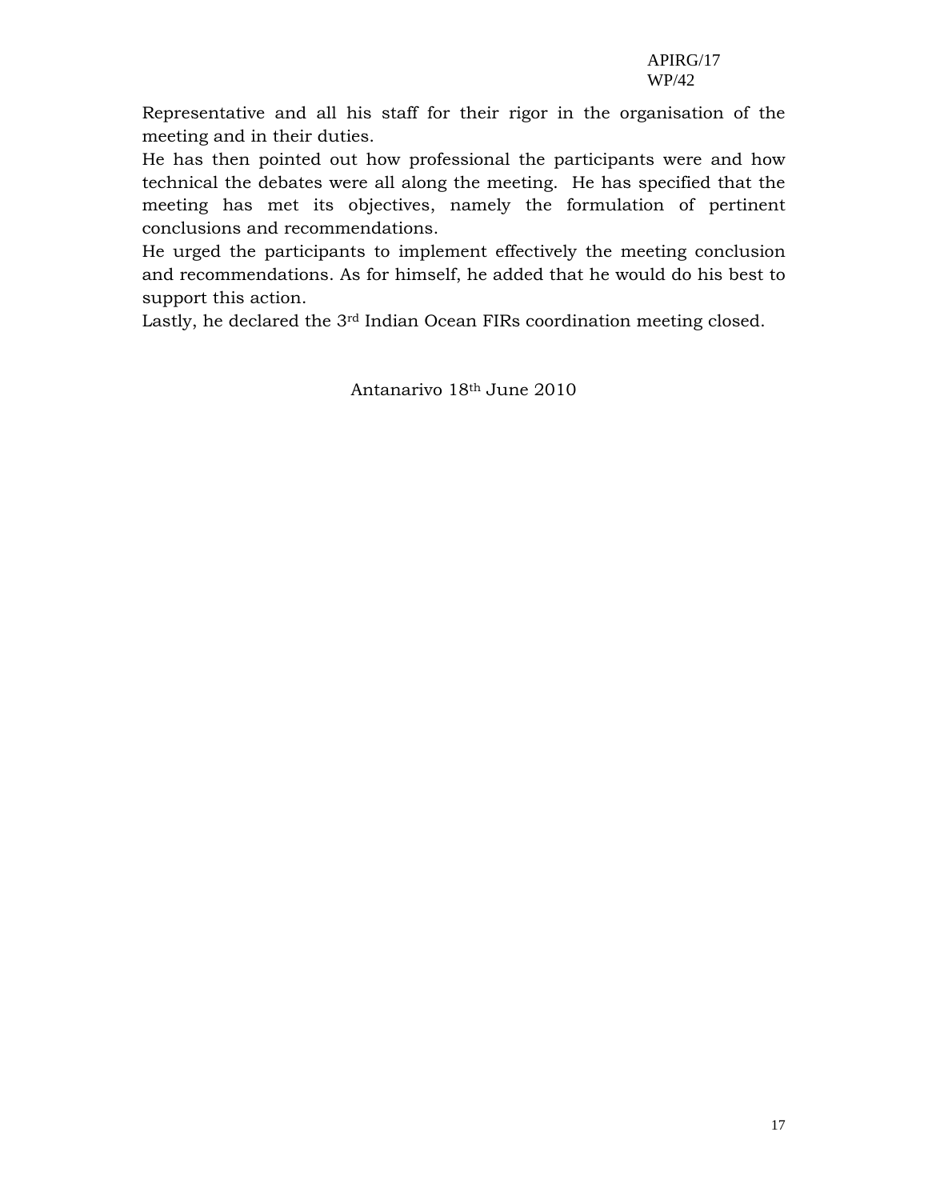Representative and all his staff for their rigor in the organisation of the meeting and in their duties.

He has then pointed out how professional the participants were and how technical the debates were all along the meeting. He has specified that the meeting has met its objectives, namely the formulation of pertinent conclusions and recommendations.

He urged the participants to implement effectively the meeting conclusion and recommendations. As for himself, he added that he would do his best to support this action.

Lastly, he declared the 3rd Indian Ocean FIRs coordination meeting closed.

Antanarivo 18th June 2010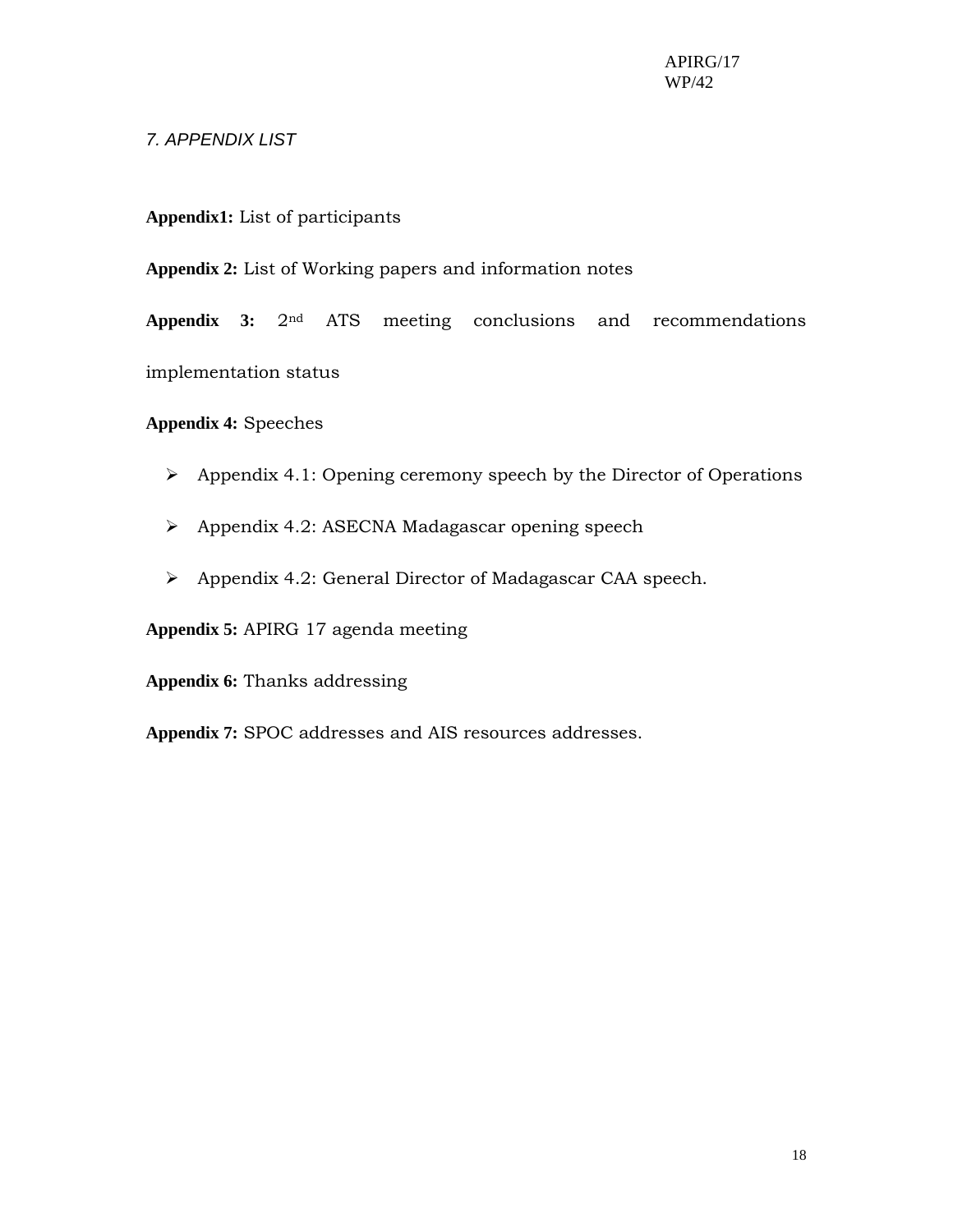*7. APPENDIX LIST*

**Appendix1:** List of participants

**Appendix 2:** List of Working papers and information notes

**Appendix 3:** 2nd ATS meeting conclusions and recommendations implementation status

**Appendix 4:** Speeches

- Appendix 4.1: Opening ceremony speech by the Director of Operations
- Appendix 4.2: ASECNA Madagascar opening speech
- Appendix 4.2: General Director of Madagascar CAA speech.

**Appendix 5:** APIRG 17 agenda meeting

**Appendix 6:** Thanks addressing

**Appendix 7:** SPOC addresses and AIS resources addresses.